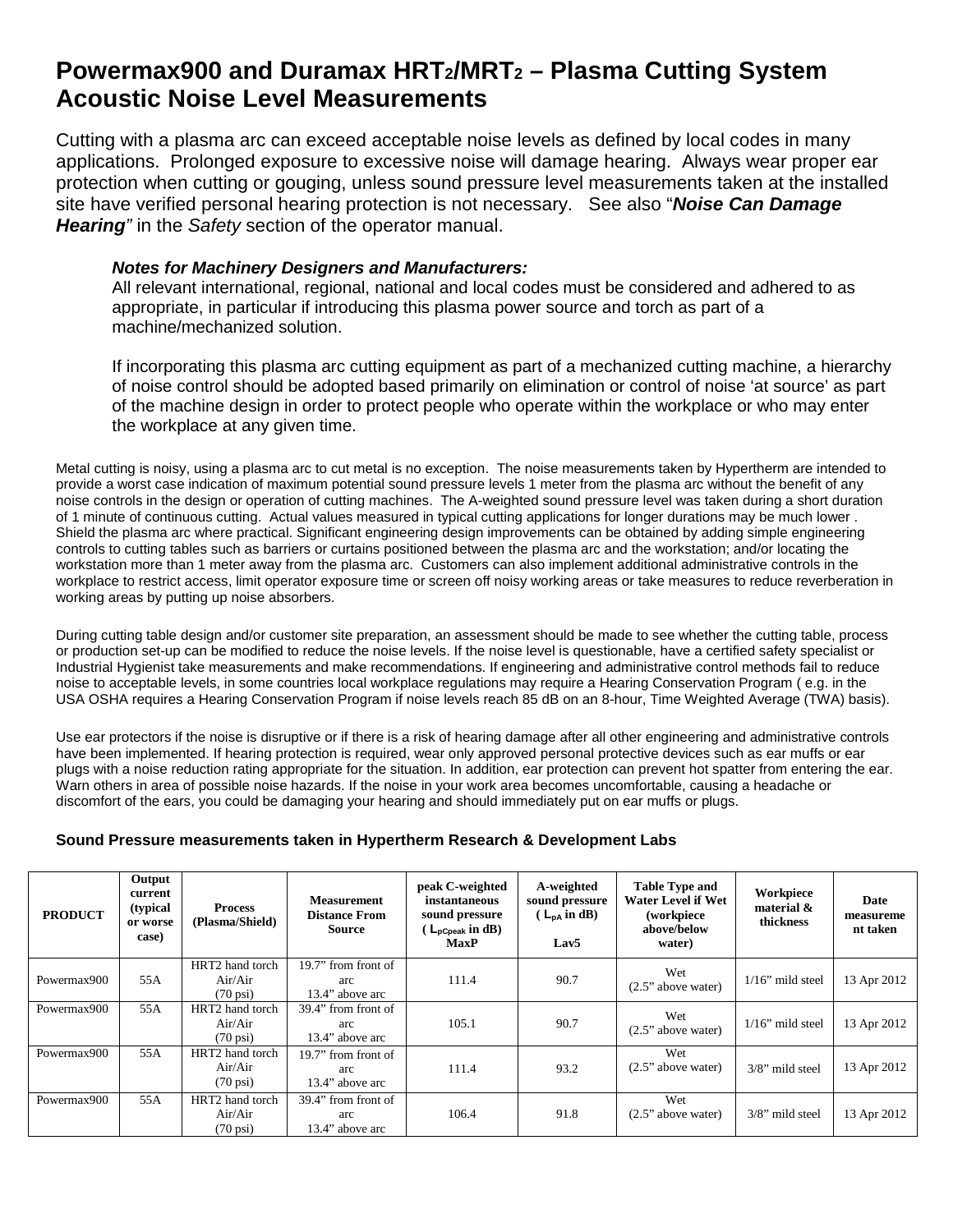# Powermax900 and Duramax HRT2/MRT2 – Plasma Cutting System Acoustic Noise Level Measurements

Cutting with a plasma arc can exceed acceptable noise levels as defined by local codes in many applications. Prolonged exposure to excessive noise will damage hearing. Always wear proper ear protection when cutting or gouging, unless sound pressure level measurements taken at the installed site have verified personal hearing protection is not necessary. See also "***Noise Can Damage Hearing***" in the *Safety* section of the operator manual.

> ***Notes for Machinery Designers and Manufacturers:***
> All relevant international, regional, national and local codes must be considered and adhered to as appropriate, in particular if introducing this plasma power source and torch as part of a machine/mechanized solution.
>
> If incorporating this plasma arc cutting equipment as part of a mechanized cutting machine, a hierarchy of noise control should be adopted based primarily on elimination or control of noise 'at source' as part of the machine design in order to protect people who operate within the workplace or who may enter the workplace at any given time.

Metal cutting is noisy, using a plasma arc to cut metal is no exception. The noise measurements taken by Hypertherm are intended to provide a worst case indication of maximum potential sound pressure levels 1 meter from the plasma arc without the benefit of any noise controls in the design or operation of cutting machines. The A-weighted sound pressure level was taken during a short duration of 1 minute of continuous cutting. Actual values measured in typical cutting applications for longer durations may be much lower . Shield the plasma arc where practical. Significant engineering design improvements can be obtained by adding simple engineering controls to cutting tables such as barriers or curtains positioned between the plasma arc and the workstation; and/or locating the workstation more than 1 meter away from the plasma arc. Customers can also implement additional administrative controls in the workplace to restrict access, limit operator exposure time or screen off noisy working areas or take measures to reduce reverberation in working areas by putting up noise absorbers.

During cutting table design and/or customer site preparation, an assessment should be made to see whether the cutting table, process or production set-up can be modified to reduce the noise levels. If the noise level is questionable, have a certified safety specialist or Industrial Hygienist take measurements and make recommendations. If engineering and administrative control methods fail to reduce noise to acceptable levels, in some countries local workplace regulations may require a Hearing Conservation Program ( e.g. in the USA OSHA requires a Hearing Conservation Program if noise levels reach 85 dB on an 8-hour, Time Weighted Average (TWA) basis).

Use ear protectors if the noise is disruptive or if there is a risk of hearing damage after all other engineering and administrative controls have been implemented. If hearing protection is required, wear only approved personal protective devices such as ear muffs or ear plugs with a noise reduction rating appropriate for the situation. In addition, ear protection can prevent hot spatter from entering the ear. Warn others in area of possible noise hazards. If the noise in your work area becomes uncomfortable, causing a headache or discomfort of the ears, you could be damaging your hearing and should immediately put on ear muffs or plugs.

**Sound Pressure measurements taken in Hypertherm Research & Development Labs**

| PRODUCT | Output current (typical or worse case) | Process (Plasma/Shield) | Measurement Distance From Source | peak C-weighted instantaneous sound pressure ( $L_{pCpeak}$ in dB) MaxP | A-weighted sound pressure ( $L_{pA}$ in dB) Lav5 | Table Type and Water Level if Wet (workpiece above/below water) | Workpiece material & thickness | Date measurement taken |
|---|---|---|---|---|---|---|---|---|
| Powermax900 | 55A | HRT2 hand torch Air/Air (70 psi) | 19.7" from front of arc 13.4" above arc | 111.4 | 90.7 | Wet (2.5" above water) | 1/16" mild steel | 13 Apr 2012 |
| Powermax900 | 55A | HRT2 hand torch Air/Air (70 psi) | 39.4" from front of arc 13.4" above arc | 105.1 | 90.7 | Wet (2.5" above water) | 1/16" mild steel | 13 Apr 2012 |
| Powermax900 | 55A | HRT2 hand torch Air/Air (70 psi) | 19.7" from front of arc 13.4" above arc | 111.4 | 93.2 | Wet (2.5" above water) | 3/8" mild steel | 13 Apr 2012 |
| Powermax900 | 55A | HRT2 hand torch Air/Air (70 psi) | 39.4" from front of arc 13.4" above arc | 106.4 | 91.8 | Wet (2.5" above water) | 3/8" mild steel | 13 Apr 2012 |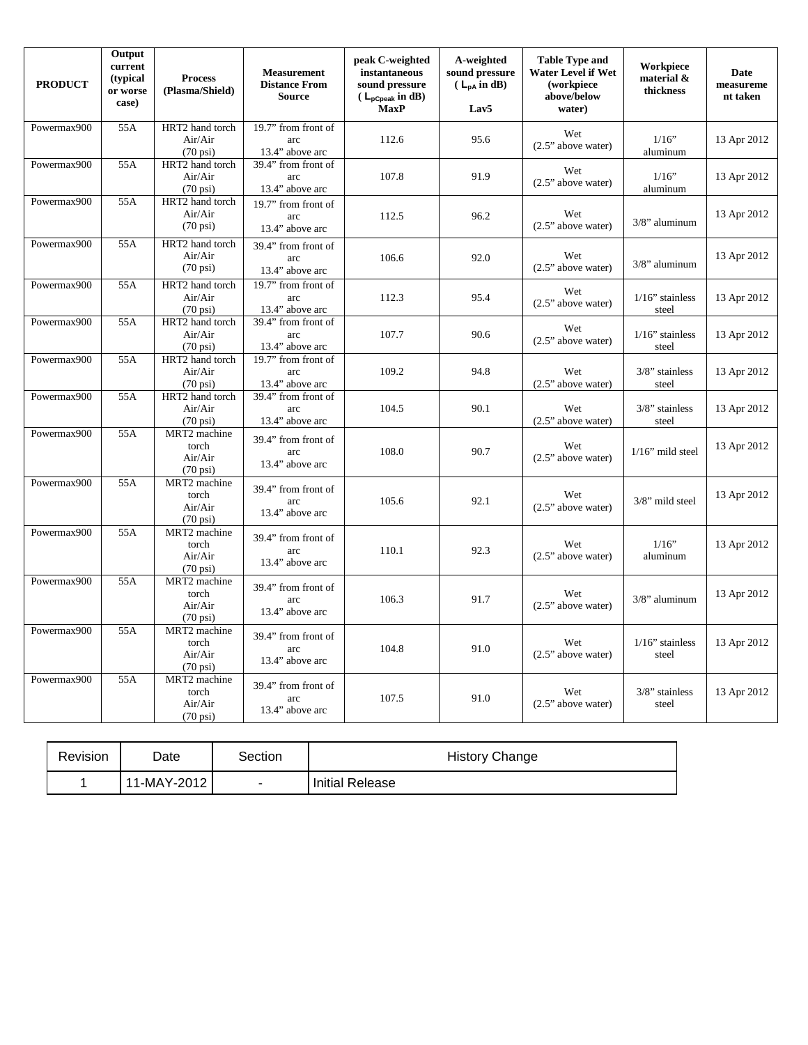| PRODUCT | Output current (typical or worse case) | Process (Plasma/Shield) | Measurement Distance From Source | peak C-weighted instantaneous sound pressure ( $L_{pCpeak}$ in dB) MaxP | A-weighted sound pressure ( $L_{pA}$ in dB) Lav5 | Table Type and Water Level if Wet (workpiece above/below water) | Workpiece material & thickness | Date measurement taken |
|---|---|---|---|---|---|---|---|---|
| Powermax900 | 55A | HRT2 hand torch Air/Air (70 psi) | 19.7" from front of arc 13.4" above arc | 112.6 | 95.6 | Wet (2.5" above water) | 1/16" aluminum | 13 Apr 2012 |
| Powermax900 | 55A | HRT2 hand torch Air/Air (70 psi) | 39.4" from front of arc 13.4" above arc | 107.8 | 91.9 | Wet (2.5" above water) | 1/16" aluminum | 13 Apr 2012 |
| Powermax900 | 55A | HRT2 hand torch Air/Air (70 psi) | 19.7" from front of arc 13.4" above arc | 112.5 | 96.2 | Wet (2.5" above water) | 3/8" aluminum | 13 Apr 2012 |
| Powermax900 | 55A | HRT2 hand torch Air/Air (70 psi) | 39.4" from front of arc 13.4" above arc | 106.6 | 92.0 | Wet (2.5" above water) | 3/8" aluminum | 13 Apr 2012 |
| Powermax900 | 55A | HRT2 hand torch Air/Air (70 psi) | 19.7" from front of arc 13.4" above arc | 112.3 | 95.4 | Wet (2.5" above water) | 1/16" stainless steel | 13 Apr 2012 |
| Powermax900 | 55A | HRT2 hand torch Air/Air (70 psi) | 39.4" from front of arc 13.4" above arc | 107.7 | 90.6 | Wet (2.5" above water) | 1/16" stainless steel | 13 Apr 2012 |
| Powermax900 | 55A | HRT2 hand torch Air/Air (70 psi) | 19.7" from front of arc 13.4" above arc | 109.2 | 94.8 | Wet (2.5" above water) | 3/8" stainless steel | 13 Apr 2012 |
| Powermax900 | 55A | HRT2 hand torch Air/Air (70 psi) | 39.4" from front of arc 13.4" above arc | 104.5 | 90.1 | Wet (2.5" above water) | 3/8" stainless steel | 13 Apr 2012 |
| Powermax900 | 55A | MRT2 machine torch Air/Air (70 psi) | 39.4" from front of arc 13.4" above arc | 108.0 | 90.7 | Wet (2.5" above water) | 1/16" mild steel | 13 Apr 2012 |
| Powermax900 | 55A | MRT2 machine torch Air/Air (70 psi) | 39.4" from front of arc 13.4" above arc | 105.6 | 92.1 | Wet (2.5" above water) | 3/8" mild steel | 13 Apr 2012 |
| Powermax900 | 55A | MRT2 machine torch Air/Air (70 psi) | 39.4" from front of arc 13.4" above arc | 110.1 | 92.3 | Wet (2.5" above water) | 1/16" aluminum | 13 Apr 2012 |
| Powermax900 | 55A | MRT2 machine torch Air/Air (70 psi) | 39.4" from front of arc 13.4" above arc | 106.3 | 91.7 | Wet (2.5" above water) | 3/8" aluminum | 13 Apr 2012 |
| Powermax900 | 55A | MRT2 machine torch Air/Air (70 psi) | 39.4" from front of arc 13.4" above arc | 104.8 | 91.0 | Wet (2.5" above water) | 1/16" stainless steel | 13 Apr 2012 |
| Powermax900 | 55A | MRT2 machine torch Air/Air (70 psi) | 39.4" from front of arc 13.4" above arc | 107.5 | 91.0 | Wet (2.5" above water) | 3/8" stainless steel | 13 Apr 2012 |

| Revision | Date | Section | History Change |
|---|---|---|---|
| 1 | 11-MAY-2012 | - | Initial Release |